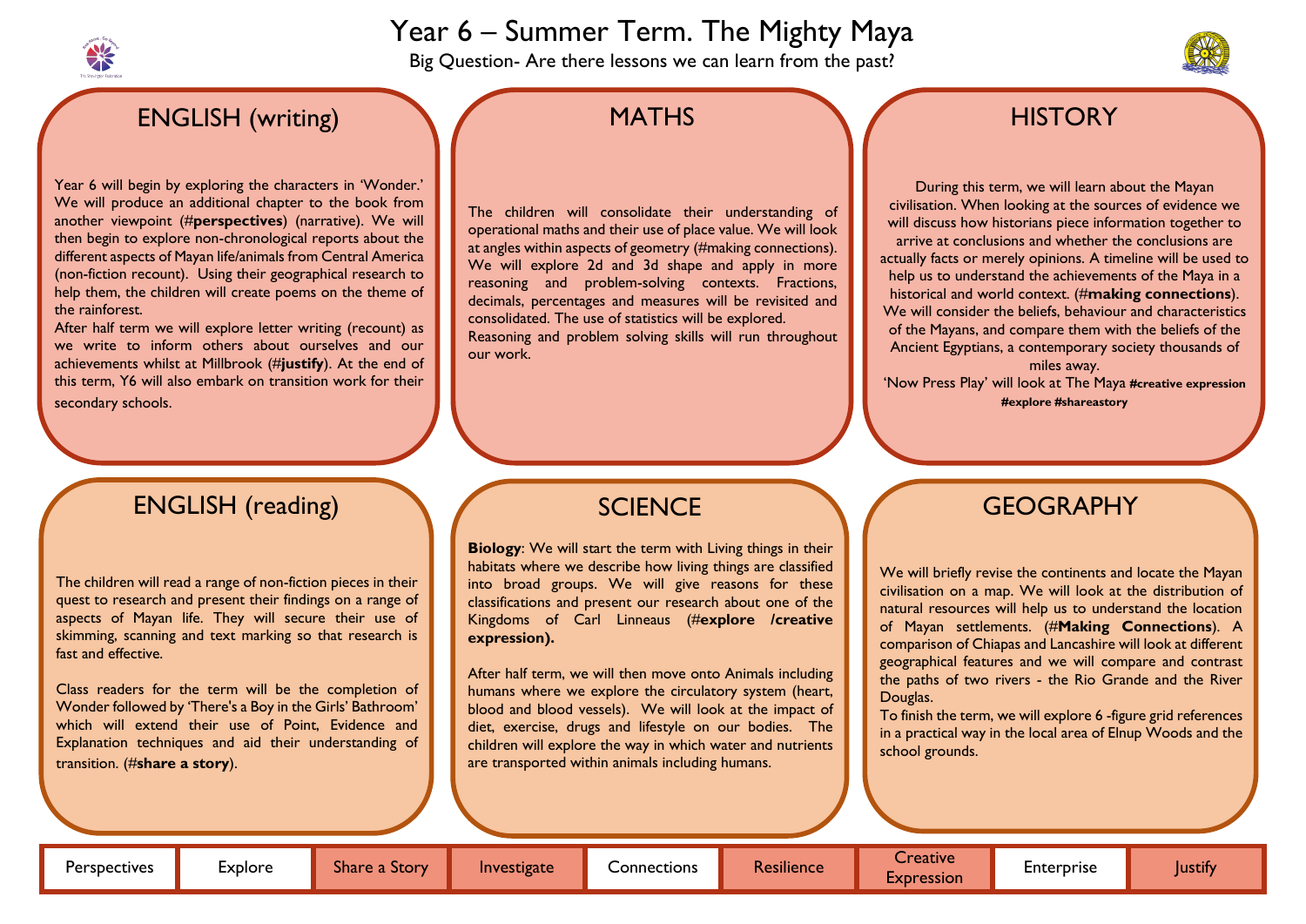# Year 6 – Summer Term. The Mighty Maya

Big Question- Are there lessons we can learn from the past?

## ENGLISH (writing)

Year 6 will begin by exploring the characters in 'Wonder.' We will produce an additional chapter to the book from another viewpoint (#**perspectives**) (narrative). We will then begin to explore non-chronological reports about the different aspects of Mayan life/animals from Central America (non-fiction recount). Using their geographical research to help them, the children will create poems on the theme of the rainforest.

After half term we will explore letter writing (recount) as we write to inform others about ourselves and our achievements whilst at Millbrook (#**justify**). At the end of this term, Y6 will also embark on transition work for their secondary schools.

## MATHS

The children will consolidate their understanding of operational maths and their use of place value. We will look at angles within aspects of geometry (#making connections). We will explore 2d and 3d shape and apply in more reasoning and problem-solving contexts. Fractions, decimals, percentages and measures will be revisited and consolidated. The use of statistics will be explored.

Reasoning and problem solving skills will run throughout our work.

## HISTORY

During this term, we will learn about the Mayan civilisation. When looking at the sources of evidence we will discuss how historians piece information together to arrive at conclusions and whether the conclusions are actually facts or merely opinions. A timeline will be used to help us to understand the achievements of the Maya in a historical and world context. (#**making connections**). We will consider the beliefs, behaviour and characteristics of the Mayans, and compare them with the beliefs of the Ancient Egyptians, a contemporary society thousands of miles away.

'Now Press Play' will look at The Maya **#creative expression #explore #shareastory**

## ENGLISH (reading)

The children will read a range of non-fiction pieces in their quest to research and present their findings on a range of aspects of Mayan life. They will secure their use of skimming, scanning and text marking so that research is fast and effective.

Class readers for the term will be the completion of Wonder followed by 'There's a Boy in the Girls' Bathroom' which will extend their use of Point, Evidence and Explanation techniques and aid their understanding of transition. (#**share a story**).

## SCIENCE

**Biology**: We will start the term with Living things in their habitats where we describe how living things are classified into broad groups. We will give reasons for these classifications and present our research about one of the Kingdoms of Carl Linneaus (#**explore /creative expression).**

After half term, we will then move onto Animals including humans where we explore the circulatory system (heart, blood and blood vessels). We will look at the impact of diet, exercise, drugs and lifestyle on our bodies. The children will explore the way in which water and nutrients are transported within animals including humans.

## GEOGRAPHY

We will briefly revise the continents and locate the Mayan civilisation on a map. We will look at the distribution of natural resources will help us to understand the location of Mayan settlements. (#**Making Connections**). A comparison of Chiapas and Lancashire will look at different geographical features and we will compare and contrast the paths of two rivers - the Rio Grande and the River Douglas.

To finish the term, we will explore 6 -figure grid references in a practical way in the local area of Elnup Woods and the school grounds.

| Perspectives | Explore | Share a Story | Investigate | Connections | Resilience | Creative Expression | Enterprise | Justify |
|---|---|---|---|---|---|---|---|---|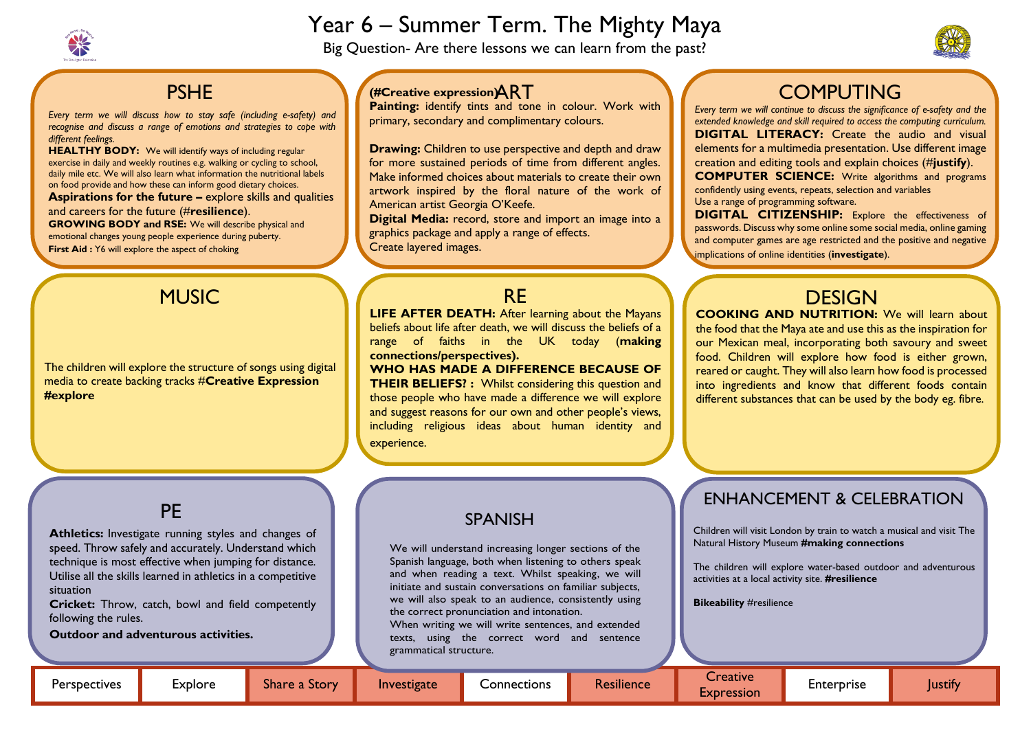# Year 6 – Summer Term. The Mighty Maya

Big Question- Are there lessons we can learn from the past?

## PSHE

*Every term we will discuss how to stay safe (including e-safety) and recognise and discuss a range of emotions and strategies to cope with different feelings.*

**HEALTHY BODY:** We will identify ways of including regular exercise in daily and weekly routines e.g. walking or cycling to school, daily mile etc. We will also learn what information the nutritional labels on food provide and how these can inform good dietary choices.

**Aspirations for the future –** explore skills and qualities and careers for the future (#**resilience**).

**GROWING BODY and RSE:** We will describe physical and emotional changes young people experience during puberty.

**First Aid :** Y6 will explore the aspect of choking

## ART

**(#Creative expression)**

**Painting:** identify tints and tone in colour. Work with primary, secondary and complimentary colours.

**Drawing:** Children to use perspective and depth and draw for more sustained periods of time from different angles. Make informed choices about materials to create their own artwork inspired by the floral nature of the work of American artist Georgia O'Keefe.

**Digital Media:** record, store and import an image into a graphics package and apply a range of effects.
Create layered images.

## COMPUTING

*Every term we will continue to discuss the significance of e-safety and the extended knowledge and skill required to access the computing curriculum.*

**DIGITAL LITERACY:** Create the audio and visual elements for a multimedia presentation. Use different image creation and editing tools and explain choices (#**justify**).

**COMPUTER SCIENCE:** Write algorithms and programs confidently using events, repeats, selection and variables
Use a range of programming software.

**DIGITAL CITIZENSHIP:** Explore the effectiveness of passwords. Discuss why some online some social media, online gaming and computer games are age restricted and the positive and negative implications of online identities (**investigate**).

## MUSIC

The children will explore the structure of songs using digital media to create backing tracks #**Creative Expression #explore**

## RE

**LIFE AFTER DEATH:** After learning about the Mayans beliefs about life after death, we will discuss the beliefs of a range of faiths in the UK today (**making connections/perspectives).**

**WHO HAS MADE A DIFFERENCE BECAUSE OF THEIR BELIEFS? :** Whilst considering this question and those people who have made a difference we will explore and suggest reasons for our own and other people's views, including religious ideas about human identity and experience.

## DESIGN

**COOKING AND NUTRITION:** We will learn about the food that the Maya ate and use this as the inspiration for our Mexican meal, incorporating both savoury and sweet food. Children will explore how food is either grown, reared or caught. They will also learn how food is processed into ingredients and know that different foods contain different substances that can be used by the body eg. fibre.

## PE

**Athletics:** Investigate running styles and changes of speed. Throw safely and accurately. Understand which technique is most effective when jumping for distance. Utilise all the skills learned in athletics in a competitive situation

**Cricket:** Throw, catch, bowl and field competently following the rules.

**Outdoor and adventurous activities.**

## SPANISH

We will understand increasing longer sections of the Spanish language, both when listening to others speak and when reading a text. Whilst speaking, we will initiate and sustain conversations on familiar subjects, we will also speak to an audience, consistently using the correct pronunciation and intonation.
When writing we will write sentences, and extended texts, using the correct word and sentence grammatical structure.

## ENHANCEMENT & CELEBRATION

Children will visit London by train to watch a musical and visit The Natural History Museum **#making connections**

The children will explore water-based outdoor and adventurous activities at a local activity site. **#resilience**

**Bikeability** #resilience

| | | | | | | | | |
|---|---|---|---|---|---|---|---|---|
| Perspectives | Explore | Share a Story | Investigate | Connections | Resilience | Creative Expression | Enterprise | Justify |